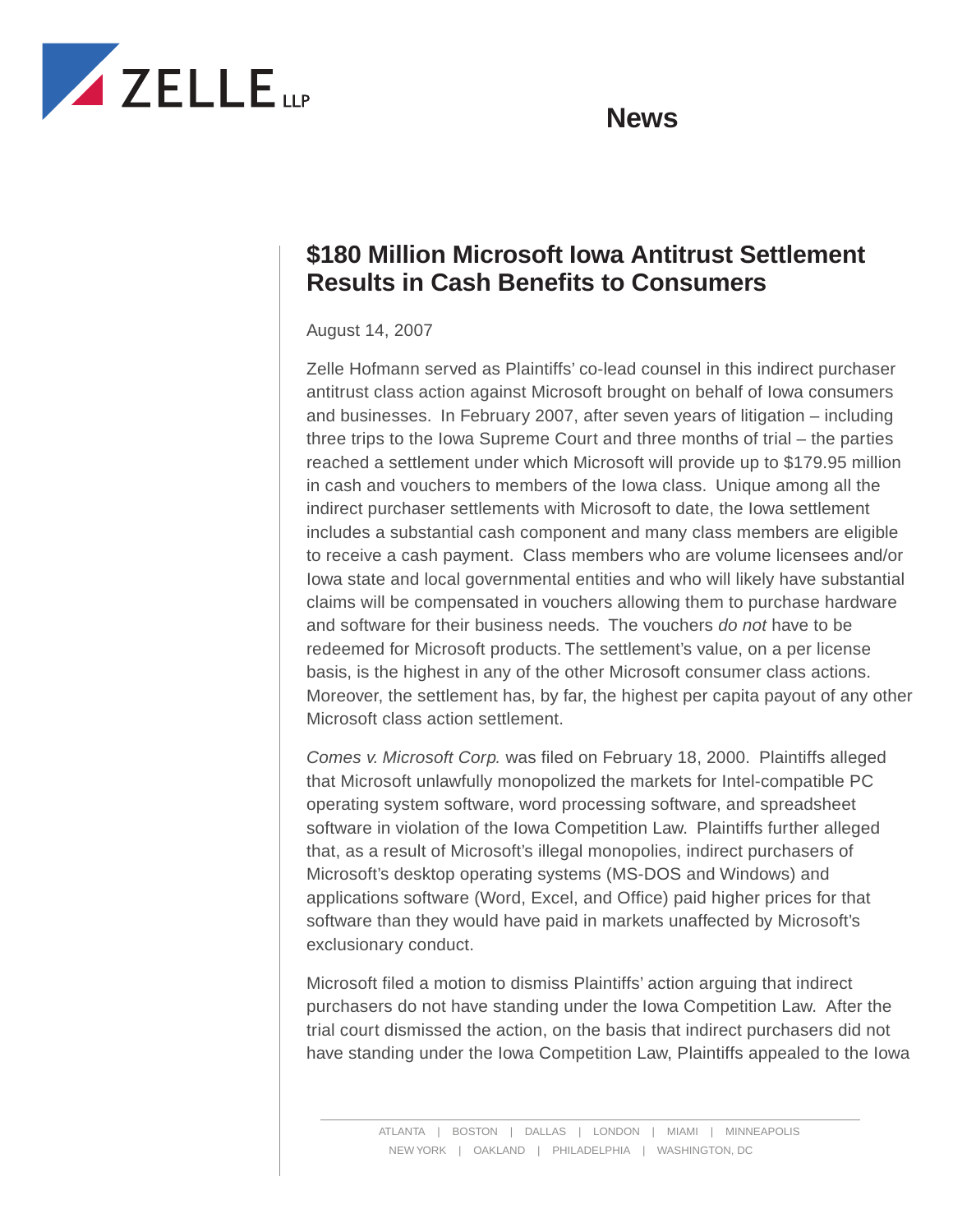# $180 Million Microsoft Iowa Antitrust Settlement Results in Cash Benefits to Consumers

August 14, 2007

Zelle Hofmann served as Plaintiffs' co-lead counsel in this indirect purchaser antitrust class action against Microsoft brought on behalf of Iowa consumers and businesses. In February 2007, after seven years of litigation – including three trips to the Iowa Supreme Court and three months of trial – the parties reached a settlement under which Microsoft will provide up to $179.95 million in cash and vouchers to members of the Iowa class. Unique among all the indirect purchaser settlements with Microsoft to date, the Iowa settlement includes a substantial cash component and many class members are eligible to receive a cash payment. Class members who are volume licensees and/or Iowa state and local governmental entities and who will likely have substantial claims will be compensated in vouchers allowing them to purchase hardware and software for their business needs. The vouchers *do not* have to be redeemed for Microsoft products. The settlement's value, on a per license basis, is the highest in any of the other Microsoft consumer class actions. Moreover, the settlement has, by far, the highest per capita payout of any other Microsoft class action settlement.

*Comes v. Microsoft Corp.* was filed on February 18, 2000. Plaintiffs alleged that Microsoft unlawfully monopolized the markets for Intel-compatible PC operating system software, word processing software, and spreadsheet software in violation of the Iowa Competition Law. Plaintiffs further alleged that, as a result of Microsoft's illegal monopolies, indirect purchasers of Microsoft's desktop operating systems (MS-DOS and Windows) and applications software (Word, Excel, and Office) paid higher prices for that software than they would have paid in markets unaffected by Microsoft's exclusionary conduct.

Microsoft filed a motion to dismiss Plaintiffs' action arguing that indirect purchasers do not have standing under the Iowa Competition Law. After the trial court dismissed the action, on the basis that indirect purchasers did not have standing under the Iowa Competition Law, Plaintiffs appealed to the Iowa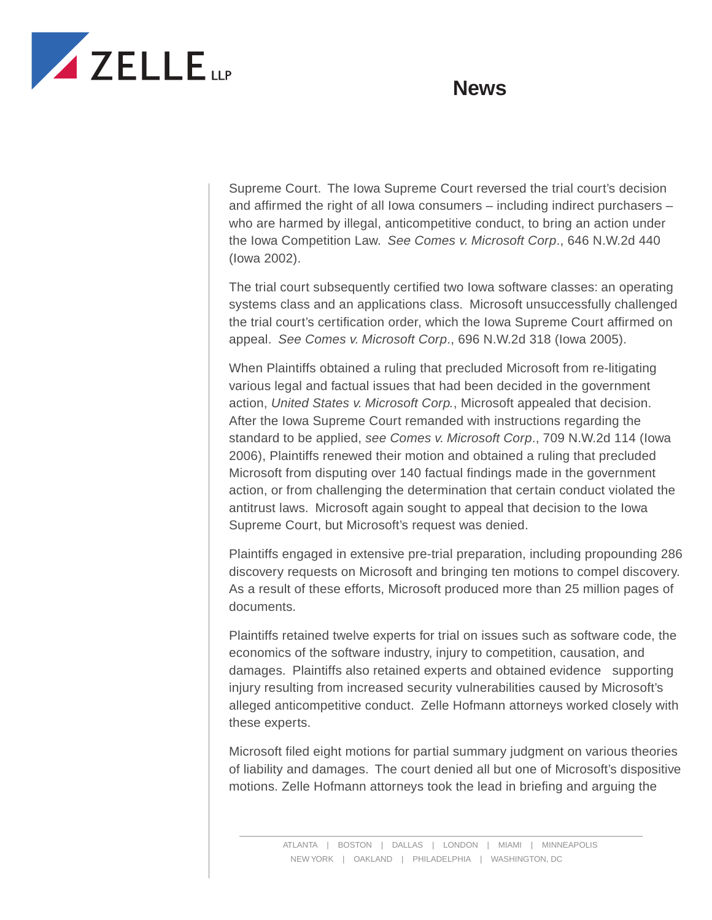Supreme Court. The Iowa Supreme Court reversed the trial court's decision and affirmed the right of all Iowa consumers – including indirect purchasers – who are harmed by illegal, anticompetitive conduct, to bring an action under the Iowa Competition Law. *See Comes v. Microsoft Corp*., 646 N.W.2d 440 (Iowa 2002).

The trial court subsequently certified two Iowa software classes: an operating systems class and an applications class. Microsoft unsuccessfully challenged the trial court's certification order, which the Iowa Supreme Court affirmed on appeal. *See Comes v. Microsoft Corp*., 696 N.W.2d 318 (Iowa 2005).

When Plaintiffs obtained a ruling that precluded Microsoft from re-litigating various legal and factual issues that had been decided in the government action, *United States v. Microsoft Corp.*, Microsoft appealed that decision. After the Iowa Supreme Court remanded with instructions regarding the standard to be applied, *see Comes v. Microsoft Corp*., 709 N.W.2d 114 (Iowa 2006), Plaintiffs renewed their motion and obtained a ruling that precluded Microsoft from disputing over 140 factual findings made in the government action, or from challenging the determination that certain conduct violated the antitrust laws. Microsoft again sought to appeal that decision to the Iowa Supreme Court, but Microsoft's request was denied.

Plaintiffs engaged in extensive pre-trial preparation, including propounding 286 discovery requests on Microsoft and bringing ten motions to compel discovery. As a result of these efforts, Microsoft produced more than 25 million pages of documents.

Plaintiffs retained twelve experts for trial on issues such as software code, the economics of the software industry, injury to competition, causation, and damages. Plaintiffs also retained experts and obtained evidence supporting injury resulting from increased security vulnerabilities caused by Microsoft's alleged anticompetitive conduct. Zelle Hofmann attorneys worked closely with these experts.

Microsoft filed eight motions for partial summary judgment on various theories of liability and damages. The court denied all but one of Microsoft's dispositive motions. Zelle Hofmann attorneys took the lead in briefing and arguing the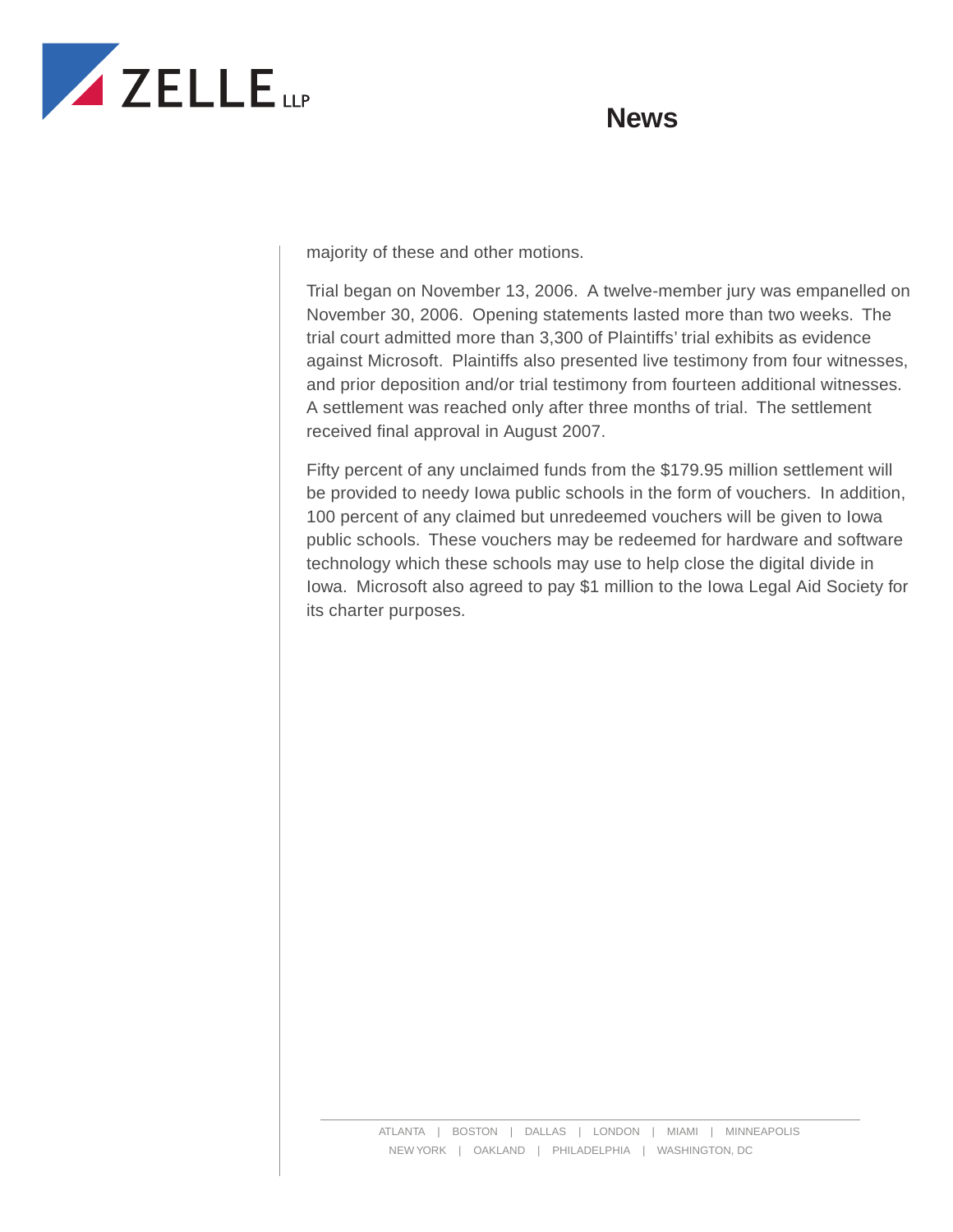majority of these and other motions.

Trial began on November 13, 2006. A twelve-member jury was empanelled on November 30, 2006. Opening statements lasted more than two weeks. The trial court admitted more than 3,300 of Plaintiffs' trial exhibits as evidence against Microsoft. Plaintiffs also presented live testimony from four witnesses, and prior deposition and/or trial testimony from fourteen additional witnesses. A settlement was reached only after three months of trial. The settlement received final approval in August 2007.

Fifty percent of any unclaimed funds from the $179.95 million settlement will be provided to needy Iowa public schools in the form of vouchers. In addition, 100 percent of any claimed but unredeemed vouchers will be given to Iowa public schools. These vouchers may be redeemed for hardware and software technology which these schools may use to help close the digital divide in Iowa. Microsoft also agreed to pay $1 million to the Iowa Legal Aid Society for its charter purposes.